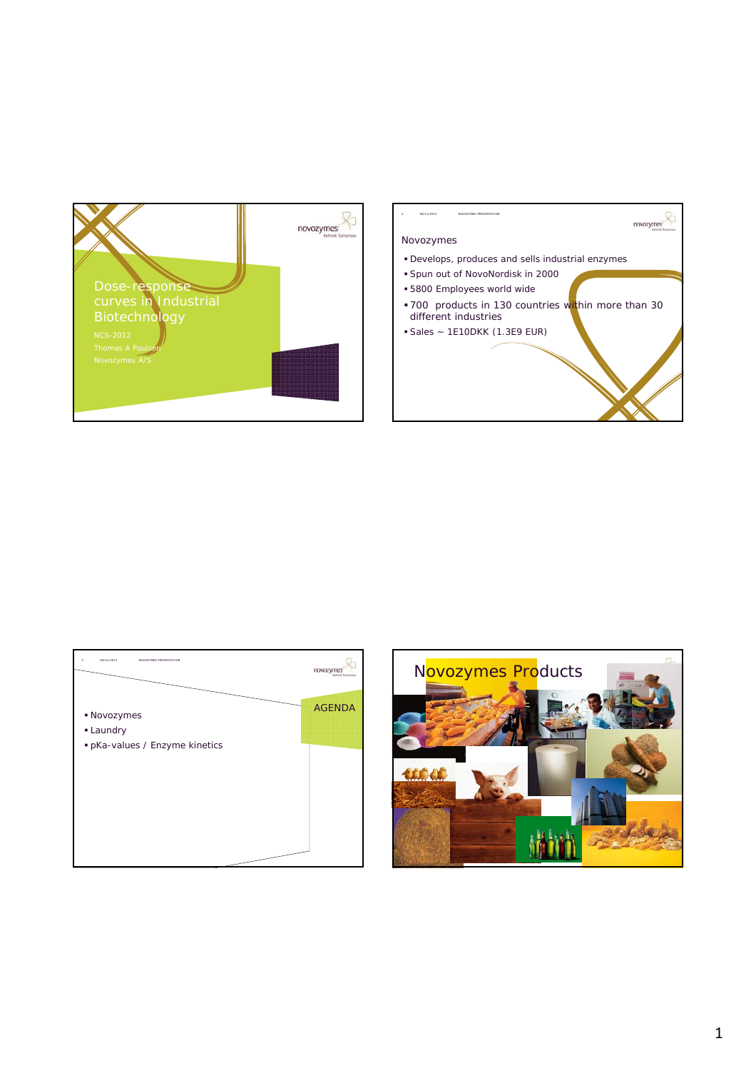# Dose-response curves in Industrial Biotechnology

NCS-2012

Thomas A Poulsen

Novozymes A/S

## Novozymes

- Develops, produces and sells industrial enzymes
- Spun out of NovoNordisk in 2000
- 5800 Employees world wide
- 700 products in 130 countries within more than 30 different industries
- Sales ~ 1E10DKK (1.3E9 EUR)

## AGENDA

- Novozymes
- Laundry
- pKa-values / Enzyme kinetics

## Novozymes Products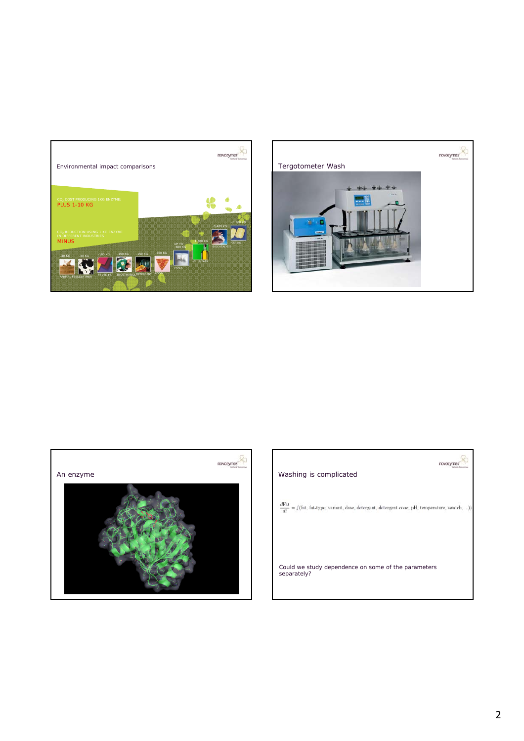## Environmental impact comparisons

$CO_2$ COST PRODUCING 1KG ENZYME:
PLUS 1-10 KG

$CO_2$ REDUCTION USING 1 KG ENZYME IN DIFFERENT INDUSTRIES:
MINUS

| -30 KG | -40 KG | -100 KG | -150 KG | -150 KG | -200 KG | UP TO -600 KG | -1,300 KG | -3,400 KG | -3,800 KG |
|---|---|---|---|---|---|---|---|---|---|
| ANIMAL FEED | LEATHER | TEXTILES | BIOETHANOL | DETERGENT | FOOD | PAPER | OIL & FATS | BIOCATALYSIS | CEREAL |

## Tergotometer Wash

## An enzyme

## Washing is complicated

$$\frac{d\text{Fat}}{dt} = f(\text{fat, fat-type, variant, dose, detergent, detergent conc, pH, temperature, swatch, ...})$$

Could we study dependence on some of the parameters separately?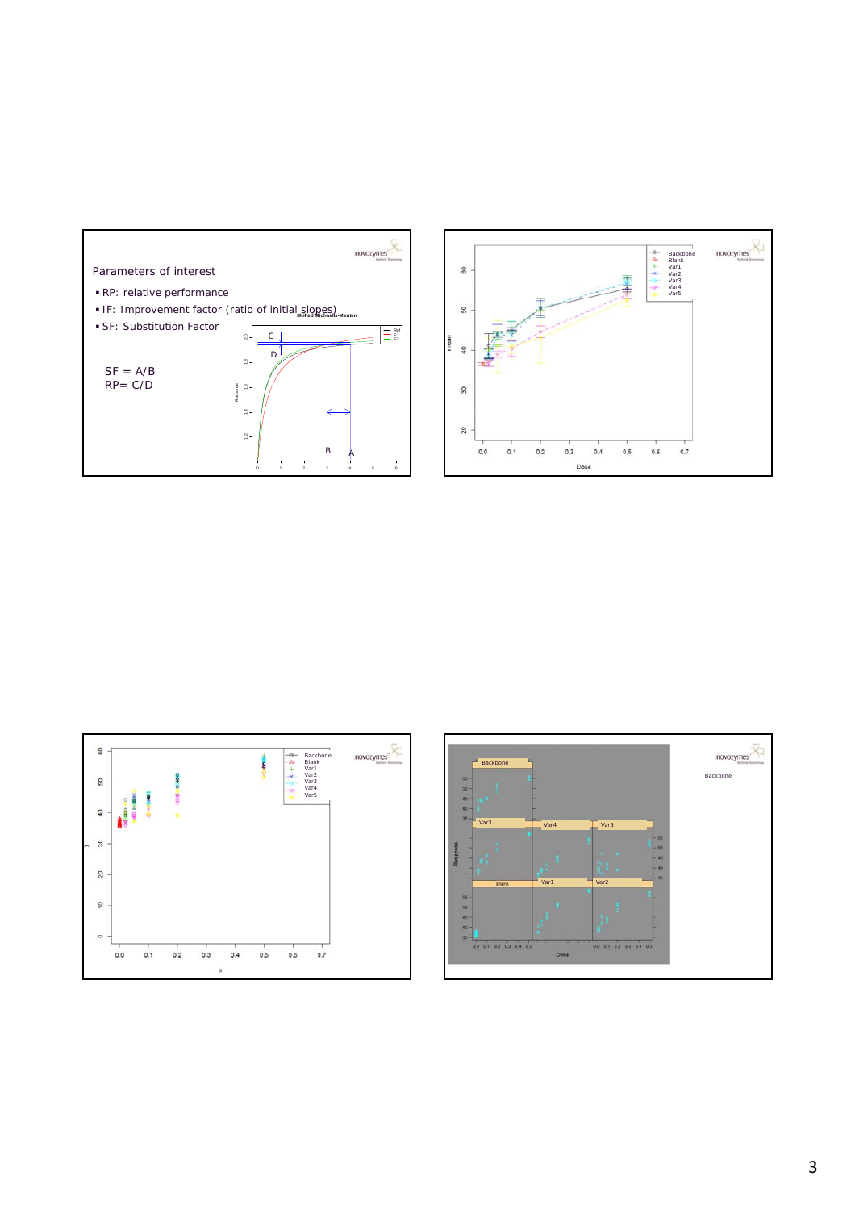Parameters of interest

- RP: relative performance
- IF: Improvement factor (ratio of initial slopes)
- SF: Substitution Factor

SF = A/B
RP= C/D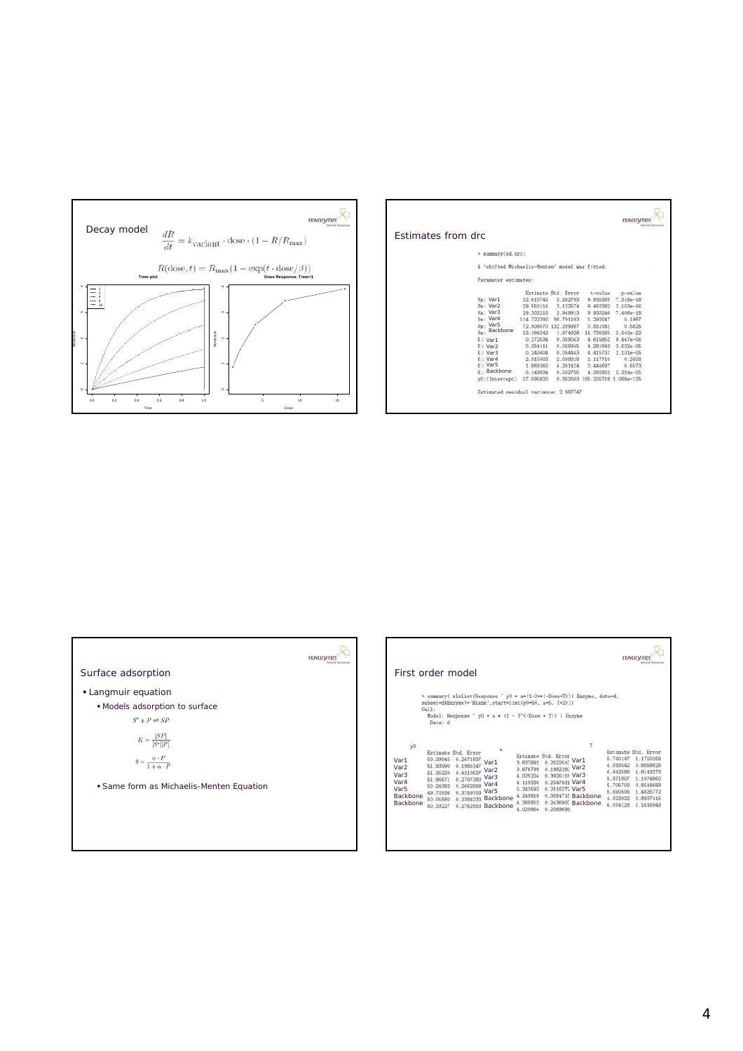## Decay model

$$\frac{dR}{dt} = k_{\text{variant}} \cdot \text{dose} \cdot (1 - R/R_{\max})$$

$$R(\text{dose}, t) = R_{\max}(1 - \exp(t \cdot \text{dose}/\beta))$$

Time plot — Dose Response. Time=1

## Estimates from drc

```
> summary(dd.drc)

A 'shifted Michaelis-Menten' model was fitted.

Parameter estimates:
```

| | Estimate | Std. Error | t-value | p-value |
|---|---|---|---|---|
| Vm: Var1 | 32.615745 | 3.282793 | 9.935365 | 7.318e-18 |
| Vm: Var2 | 29.550114 | 3.122574 | 9.463382 | 2.153e-16 |
| Vm: Var3 | 29.302216 | 2.949913 | 9.933246 | 7.406e-18 |
| Vm: Var4 | 114.722592 | 88.791193 | 1.292047 | 0.1987 |
| Vm: Var5 | 72.908070 | 132.299997 | 0.551081 | 0.5825 |
| Vm: Backbone | 23.184242 | 1.974928 | 11.739285 | 2.643e-22 |
| K: Var1 | 0.272534 | 0.059043 | 4.615852 | 9.447e-06 |
| K: Var2 | 0.254111 | 0.059345 | 4.281943 | 3.622e-05 |
| K: Var3 | 0.240404 | 0.054443 | 4.415731 | 2.131e-05 |
| K: Var4 | 2.915803 | 2.608318 | 1.117710 | 0.2658 |
| K: Var5 | 1.868363 | 4.201424 | 0.444697 | 0.6573 |
| K: Backbone | 0.143834 | 0.032735 | 4.393952 | 2.324e-05 |
| y0:(Intercept) | 37.095820 | 0.352503 | 105.205718 | 1.068e-125 |

Estimated residual variance: 2.987747

## Surface adsorption

- Langmuir equation
  - Models adsorption to surface

$$S^* + P \rightleftharpoons SP$$

$$K = \frac{[SP]}{[S^*][P]}$$

$$\theta = \frac{\alpha \cdot P}{1 + \alpha \cdot P}$$

  - Same form as Michaelis-Menten Equation

## First order model

```
> summary( nlsList(Response ~ y0 + a*(1-2**(-Dose*T))| Enzyme, data=d,
subset=d$Enzyme!='Blank',start=list(y0=50, a=5, T=2)))
Call:
  Model: Response ~ y0 + a * (1 - 2^(-Dose * T)) | Enzyme
  Data: d
```

y0

| | Estimate | Std. Error |
|---|---|---|
| Var1 | 50.39845 | 0.2671837 |
| Var2 | 51.93990 | 0.1986147 |
| Var3 | 51.35220 | 0.4210537 |
| Var4 | 51.96671 | 0.2707380 |
| Var5 | 50.24382 | 0.2662588 |
| Backbone | 49.70536 | 0.3759703 |
| Backbone | 50.05580 | 0.2384233 |
| Backbone | 50.33227 | 0.2762553 |

a

| | Estimate | Std. Error |
|---|---|---|
| Var1 | 3.827892 | 0.2522510 |
| Var2 | 3.676799 | 0.1982280 |
| Var3 | 4.025224 | 0.3926115 |
| Var4 | 4.119330 | 0.2547631 |
| Var5 | 5.243593 | 0.2516272 |
| Backbone | 4.249818 | 0.3554710 |
| Backbone | 4.385852 | 0.2436900 |
| Backbone | 4.029854 | 0.2589695 |

T

| | Estimate | Std. Error |
|---|---|---|
| Var1 | 5.740147 | 1.1720058 |
| Var2 | 4.818542 | 0.8859828 |
| Var3 | 6.842688 | 1.8143273 |
| Var4 | 5.871807 | 1.1074860 |
| Var5 | 5.705703 | 0.8518693 |
| Backbone | 5.690505 | 1.4835772 |
| Backbone | 4.623022 | 0.8937416 |
| Backbone | 6.974128 | 1.1616943 |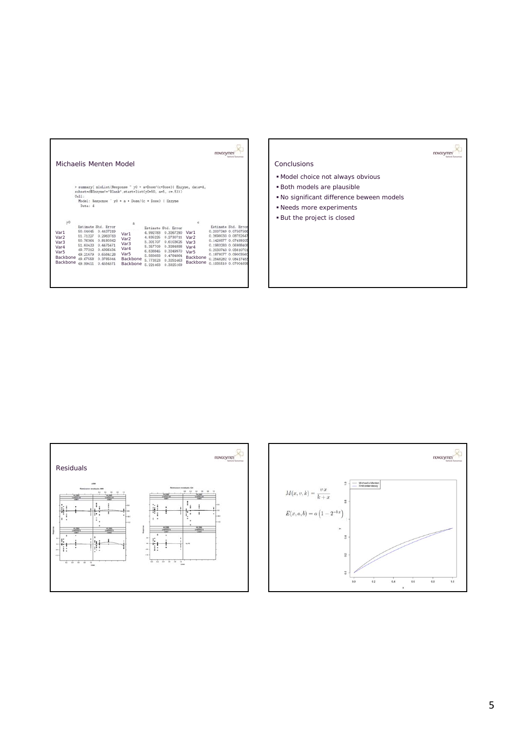## Michaelis Menten Model

```
> summary( nlsList(Response ~ y0 + a*Dose/(c+Dose)| Enzyme, data=d,
subset=d$Enzyme!='Blank',start=list(y0=50, a=5, c=.5)))
Call:
  Model: Response ~ y0 + a * Dose/(c + Dose) | Enzyme
  Data: d
```

y0

| | Estimate | Std. Error |
|---|---|---|
| Var1 | 50.04645 | 0.4437219 |
| Var2 | 51.71227 | 0.2983783 |
| Var3 | 50.76364 | 0.8180342 |
| Var4 | 51.60433 | 0.4475471 |
| Var5 | 49.77212 | 0.4396434 |
| Backbone | 49.21679 | 0.6584128 |
| Backbone | 49.67558 | 0.3785844 |
| Backbone | 49.99411 | 0.4554571 |

a

| | Estimate | Std. Error |
|---|---|---|
| Var1 | 4.992783 | 0.3267290 |
| Var2 | 4.835225 | 0.2730711 |
| Var3 | 5.301707 | 0.6103625 |
| Var4 | 5.357709 | 0.3284898 |
| Var5 | 6.838845 | 0.3249970 |
| Backbone | 5.583683 | 0.4784864 |
| Backbone | 5.773523 | 0.3251463 |
| Backbone | 5.221463 | 0.3325169 |

c

| | Estimate | Std. Error |
|---|---|---|
| Var1 | 0.2007349 | 0.07567586 |
| Var2 | 0.2698033 | 0.08752647 |
| Var3 | 0.1428677 | 0.07499205 |
| Var4 | 0.1983283 | 0.06988408 |
| Var5 | 0.2033743 | 0.05610701 |
| Backbone | 0.1878077 | 0.09003560 |
| Backbone | 0.2548282 | 0.08417483 |
| Backbone | 0.1935510 | 0.07004698 |

## Conclusions

- Model choice not always obvious
- Both models are plausible
- No significant difference beween models
- Needs more experiments
- But the project is closed

## Residuals

$$M(x, v, k) = \frac{v\,x}{k + x}$$

$$E(x, a, b) = a\left(1 - 2^{-bx}\right)$$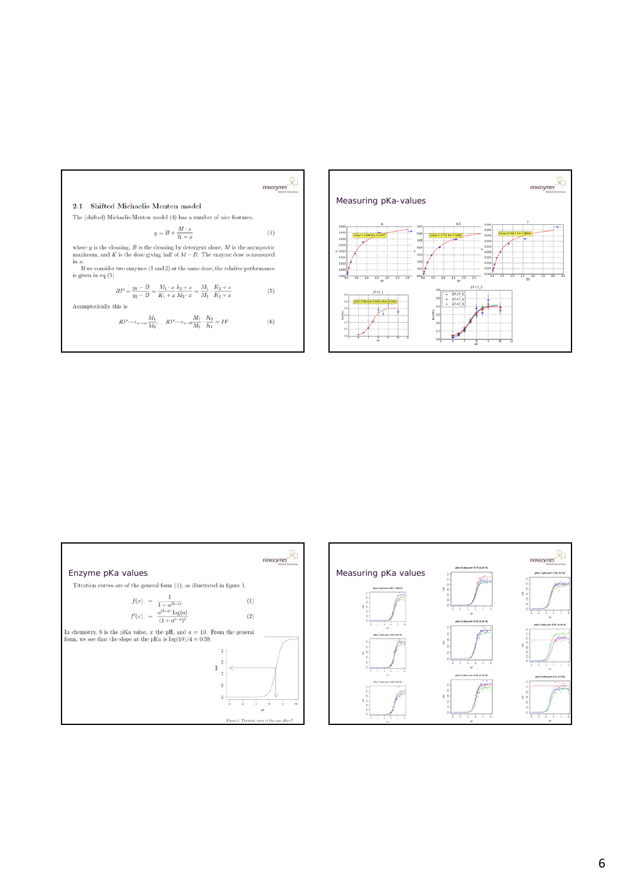## 2.1 Shifted Michaelis Menten model

The (shifted) Michaelis-Menten model (4) has a number of nice features.

$$y = B + \frac{M \cdot x}{K + x} \quad (4)$$

where $y$ is the cleaning, $B$ is the cleaning by detergent alone, $M$ is the asymptotic maximum, and $K$ is the dose giving half of $M - B$. The enzyme dose is measured in $x$.

If we consider two enzymes (1 and 2) at the same dose, the relative performance is given in eq (5)

$$RP = \frac{y_1 - B}{y_2 - B} = \frac{M_1 \cdot x}{K_1 + x} \frac{k_2 + x}{M_2 \cdot x} = \frac{M_1}{M_2} \cdot \frac{K_2 + x}{K_1 + x} \quad (5)$$

Asymptotically this is

$$RP \longrightarrow_{x \to \infty} \frac{M_1}{M_2}, \quad RP \longrightarrow_{x \to 0} \frac{M_1}{M_2} \cdot \frac{K_2}{K_1} = IF \quad (6)$$

## Measuring pKa-values

## Enzyme pKa values

Titration curves are of the general form (1), as illustrated in figure 1.

$$f(x) = \frac{1}{1 + a^{(b-x)}} \quad (1)$$

$$f'(x) = \frac{a^{(b-x)} \log(a)}{(1 + a^{b-x})^2} \quad (2)$$

In chemistry, $b$ is the pKa value, $x$ the pH, and $a = 10$. From the general form, we see that the slope at the pKa is $\log(10)/4 = 0.58$.

Figure 1: Titration curve of the case pKa=7

## Measuring pKa values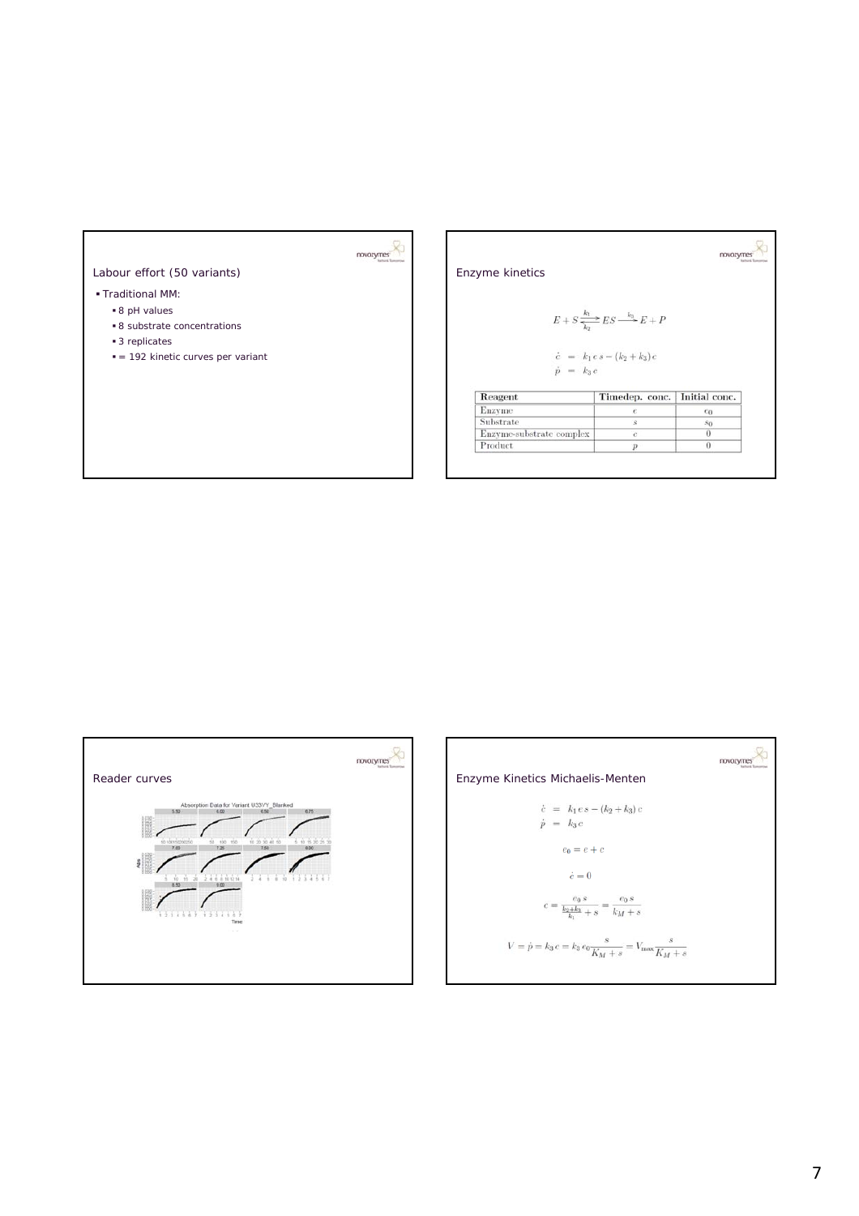## Labour effort (50 variants)

- Traditional MM:
  - 8 pH values
  - 8 substrate concentrations
  - 3 replicates
  - = 192 kinetic curves per variant

## Enzyme kinetics

$$E + S \underset{k_2}{\overset{k_1}{\rightleftharpoons}} ES \xrightarrow{k_3} E + P$$

$$\dot{c} = k_1 e s - (k_2 + k_3) c$$
$$\dot{p} = k_3 c$$

| Reagent | Timedep. conc. | Initial conc. |
|---|---|---|
| Enzyme | $e$ | $e_0$ |
| Substrate | $s$ | $s_0$ |
| Enzyme-substrate complex | $c$ | 0 |
| Product | $p$ | 0 |

## Reader curves

Absorption Data for Variant U33VY_Blanked

## Enzyme Kinetics Michaelis-Menten

$$\dot{c} = k_1 e s - (k_2 + k_3) c$$
$$\dot{p} = k_3 c$$

$$e_0 = e + c$$

$$\dot{c} = 0$$

$$c = \frac{e_0 \, s}{\frac{k_2 + k_3}{k_1} + s} = \frac{e_0 \, s}{k_M + s}$$

$$V = \dot{p} = k_3 c = k_3 e_0 \frac{s}{K_M + s} = V_{\max} \frac{s}{K_M + s}$$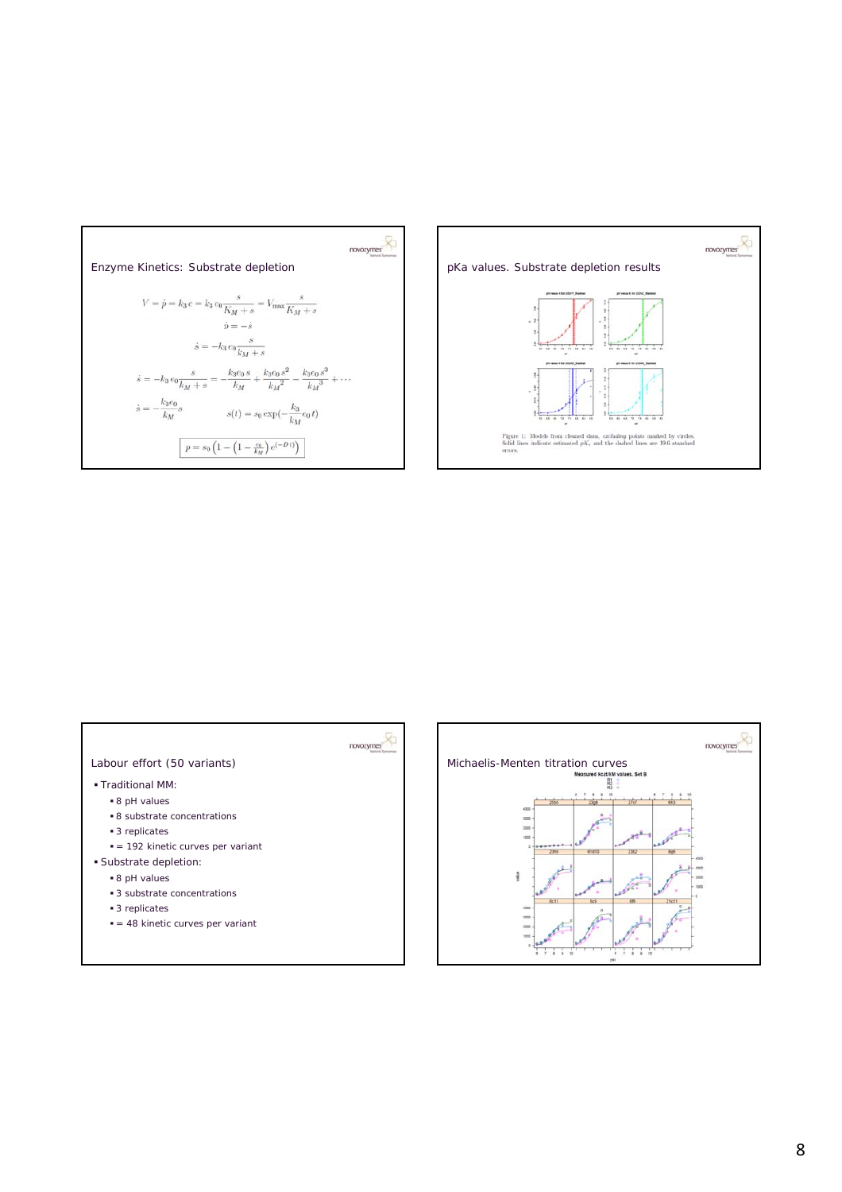## Enzyme Kinetics: Substrate depletion

$$V = \dot{p} = k_3 c = k_3 e_0 \frac{s}{K_M + s} = V_{\max} \frac{s}{K_M + s}$$

$$\dot{p} = -\dot{s}$$

$$\dot{s} = -k_3 e_0 \frac{s}{k_M + s}$$

$$\dot{s} = -k_3 e_0 \frac{s}{k_M + s} = -\frac{k_3 e_0 s}{k_M} + \frac{k_3 e_0 s^2}{k_M^2} - \frac{k_3 e_0 s^3}{k_M^3} + \cdots$$

$$\dot{s} = -\frac{k_3 e_0}{k_M} s \qquad s(t) = s_0 \exp(-\frac{k_3}{k_M} e_0 t)$$

$$p = s_0 \left(1 - \left(1 - \frac{c_0}{k_M}\right) e^{(-Dt)}\right)$$

## pKa values. Substrate depletion results

Figure 1: Models from cleaned data, excluding points marked by circles. Solid lines indicate estimated $pK_a$ and the dashed lines are 19.6 standard errors.

## Labour effort (50 variants)

- Traditional MM:
  - 8 pH values
  - 8 substrate concentrations
  - 3 replicates
  - = 192 kinetic curves per variant
- Substrate depletion:
  - 8 pH values
  - 3 substrate concentrations
  - 3 replicates
  - = 48 kinetic curves per variant

## Michaelis-Menten titration curves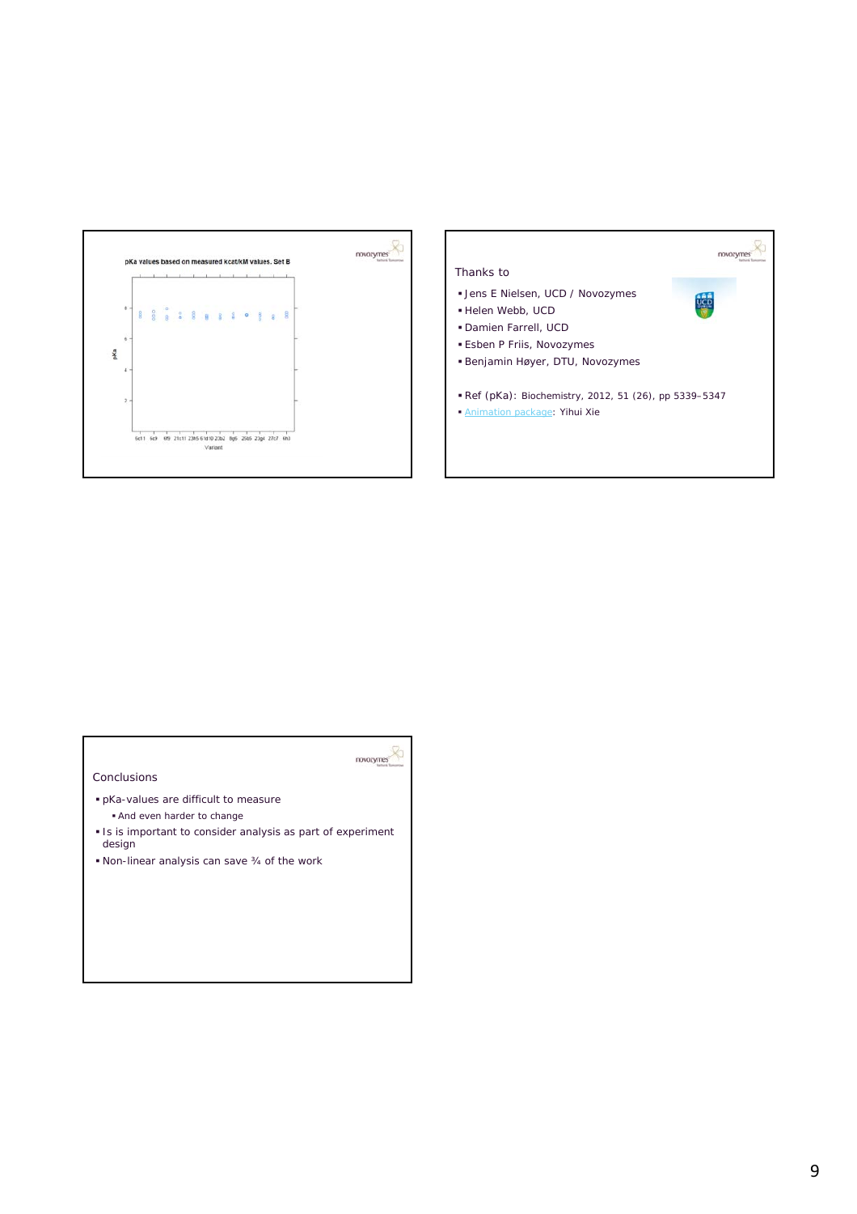pKa values based on measured kcat/KM values. Set B

pKa

8

6

4

2

6d11 5c9 6f9 21c11 23f6 61d10 23b2 8g6 25b5 23g4 27c7 6h3

Variant

## Thanks to

- Jens E Nielsen, UCD / Novozymes
- Helen Webb, UCD
- Damien Farrell, UCD
- Esben P Friis, Novozymes
- Benjamin Høyer, DTU, Novozymes

- Ref (pKa): Biochemistry, 2012, 51 (26), pp 5339–5347
- Animation package: Yihui Xie

## Conclusions

- pKa-values are difficult to measure
  - And even harder to change
- Is is important to consider analysis as part of experiment design
- Non-linear analysis can save ¾ of the work